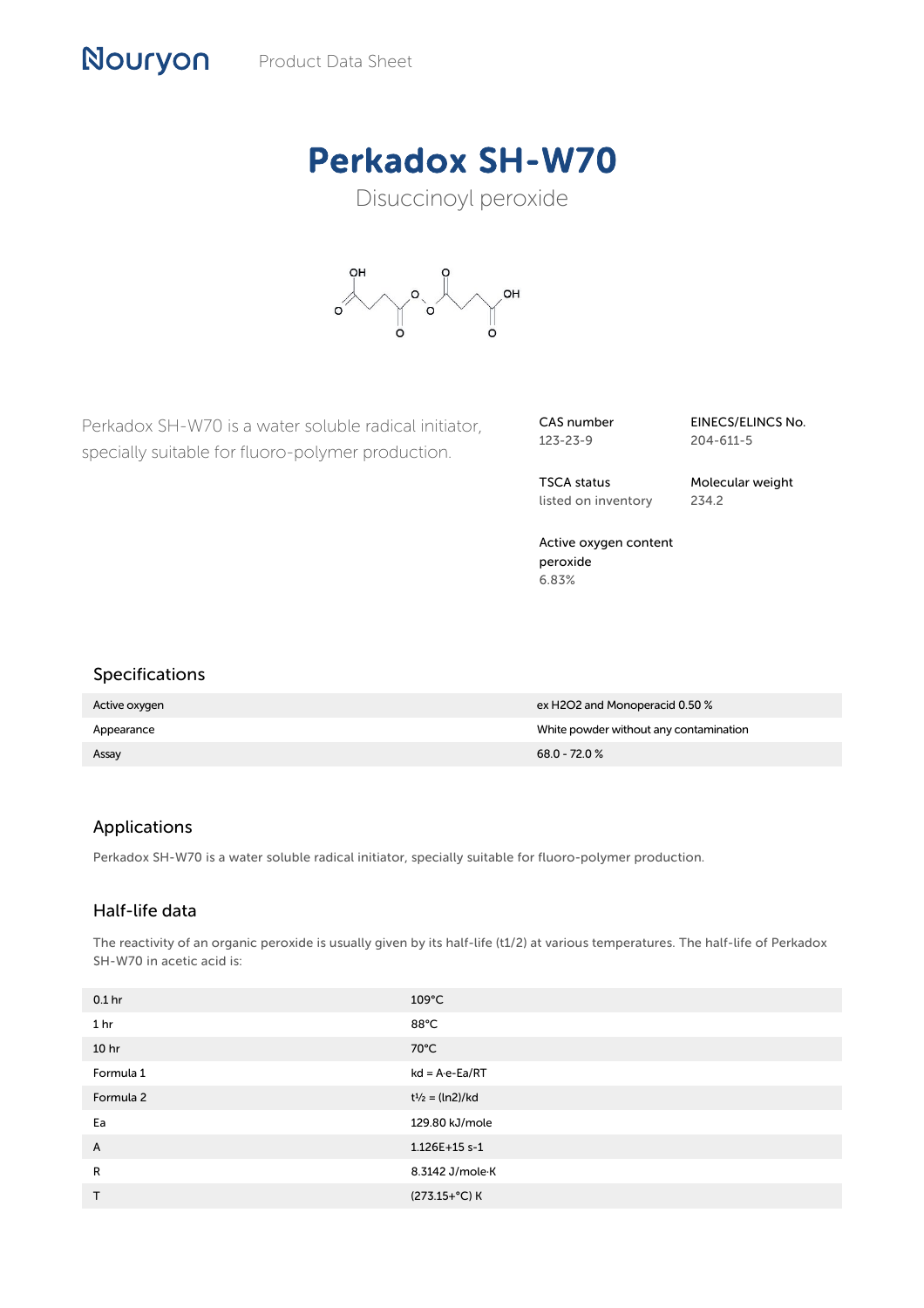Nouryon Product Data Sheet

# Perkadox SH-W70

Disuccinoyl peroxide

Perkadox SH-W70 is a water soluble radical initiator, specially suitable for fluoro-polymer production.

**CAS number**
123-23-9

**EINECS/ELINCS No.**
204-611-5

**TSCA status**
listed on inventory

**Molecular weight**
234.2

**Active oxygen content peroxide**
6.83%

## Specifications

| | |
|---|---|
| Active oxygen | ex $H_2O_2$ and Monoperacid 0.50 % |
| Appearance | White powder without any contamination |
| Assay | 68.0 - 72.0 % |

## Applications

Perkadox SH-W70 is a water soluble radical initiator, specially suitable for fluoro-polymer production.

## Half-life data

The reactivity of an organic peroxide is usually given by its half-life (t1/2) at various temperatures. The half-life of Perkadox SH-W70 in acetic acid is:

| | |
|---|---|
| 0.1 hr | 109°C |
| 1 hr | 88°C |
| 10 hr | 70°C |
| Formula 1 | $kd = A \cdot e^{-Ea/RT}$ |
| Formula 2 | $t_{1/2} = (\ln 2)/kd$ |
| Ea | 129.80 kJ/mole |
| A | 1.126E+15 s-1 |
| R | 8.3142 J/mole·K |
| T | (273.15+°C) K |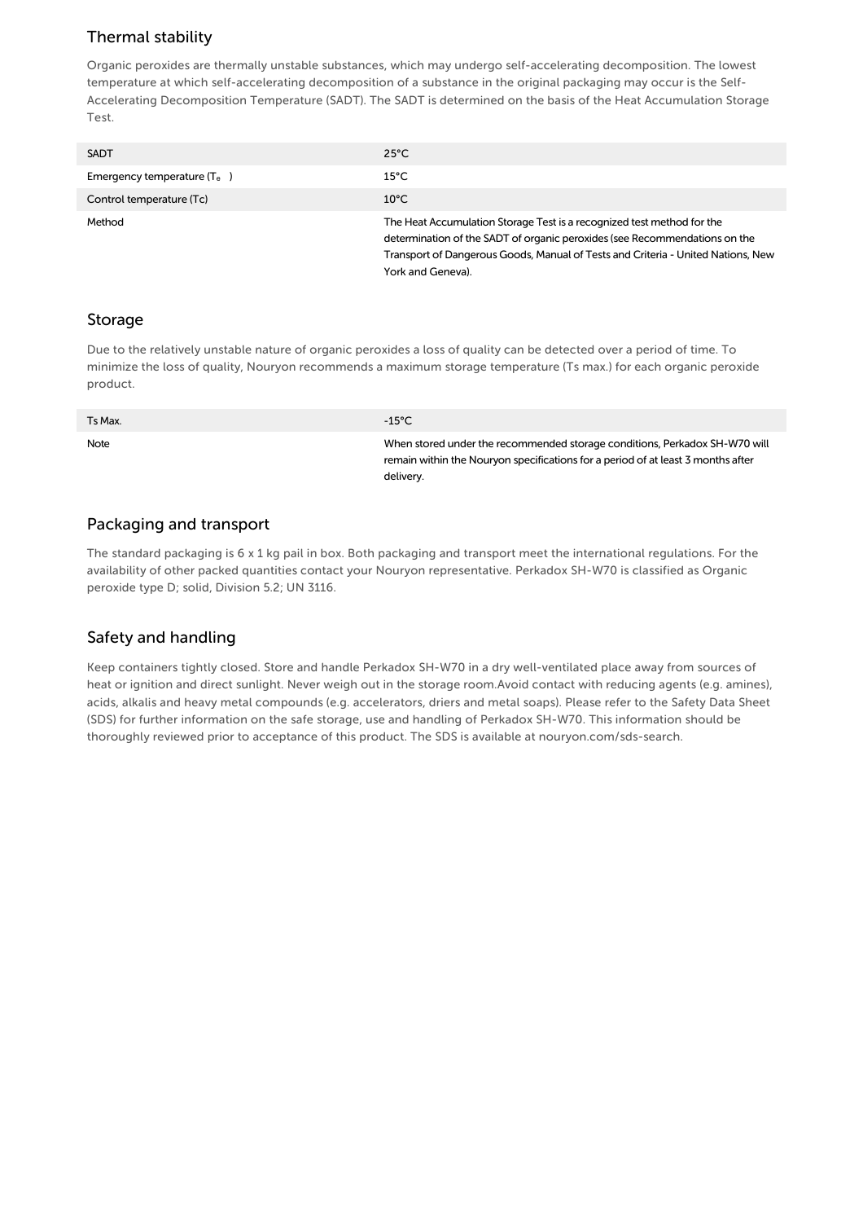## Thermal stability

Organic peroxides are thermally unstable substances, which may undergo self-accelerating decomposition. The lowest temperature at which self-accelerating decomposition of a substance in the original packaging may occur is the Self-Accelerating Decomposition Temperature (SADT). The SADT is determined on the basis of the Heat Accumulation Storage Test.

| | |
|---|---|
| SADT | 25°C |
| Emergency temperature ($T_e$) | 15°C |
| Control temperature (Tc) | 10°C |
| Method | The Heat Accumulation Storage Test is a recognized test method for the determination of the SADT of organic peroxides (see Recommendations on the Transport of Dangerous Goods, Manual of Tests and Criteria - United Nations, New York and Geneva). |

## Storage

Due to the relatively unstable nature of organic peroxides a loss of quality can be detected over a period of time. To minimize the loss of quality, Nouryon recommends a maximum storage temperature (Ts max.) for each organic peroxide product.

| | |
|---|---|
| Ts Max. | -15°C |
| Note | When stored under the recommended storage conditions, Perkadox SH-W70 will remain within the Nouryon specifications for a period of at least 3 months after delivery. |

## Packaging and transport

The standard packaging is 6 x 1 kg pail in box. Both packaging and transport meet the international regulations. For the availability of other packed quantities contact your Nouryon representative. Perkadox SH-W70 is classified as Organic peroxide type D; solid, Division 5.2; UN 3116.

## Safety and handling

Keep containers tightly closed. Store and handle Perkadox SH-W70 in a dry well-ventilated place away from sources of heat or ignition and direct sunlight. Never weigh out in the storage room.Avoid contact with reducing agents (e.g. amines), acids, alkalis and heavy metal compounds (e.g. accelerators, driers and metal soaps). Please refer to the Safety Data Sheet (SDS) for further information on the safe storage, use and handling of Perkadox SH-W70. This information should be thoroughly reviewed prior to acceptance of this product. The SDS is available at nouryon.com/sds-search.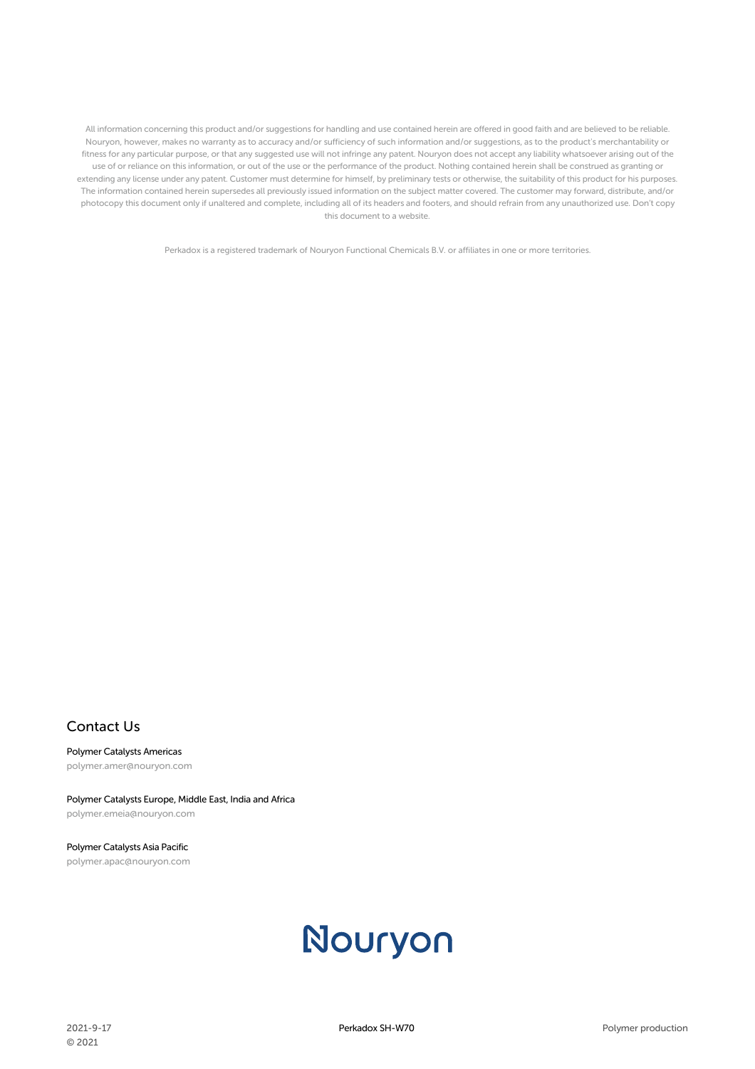All information concerning this product and/or suggestions for handling and use contained herein are offered in good faith and are believed to be reliable. Nouryon, however, makes no warranty as to accuracy and/or sufficiency of such information and/or suggestions, as to the product's merchantability or fitness for any particular purpose, or that any suggested use will not infringe any patent. Nouryon does not accept any liability whatsoever arising out of the use of or reliance on this information, or out of the use or the performance of the product. Nothing contained herein shall be construed as granting or extending any license under any patent. Customer must determine for himself, by preliminary tests or otherwise, the suitability of this product for his purposes. The information contained herein supersedes all previously issued information on the subject matter covered. The customer may forward, distribute, and/or photocopy this document only if unaltered and complete, including all of its headers and footers, and should refrain from any unauthorized use. Don't copy this document to a website.

Perkadox is a registered trademark of Nouryon Functional Chemicals B.V. or affiliates in one or more territories.

## Contact Us

Polymer Catalysts Americas
polymer.amer@nouryon.com

Polymer Catalysts Europe, Middle East, India and Africa
polymer.emeia@nouryon.com

Polymer Catalysts Asia Pacific
polymer.apac@nouryon.com

Nouryon

2021-9-17
© 2021